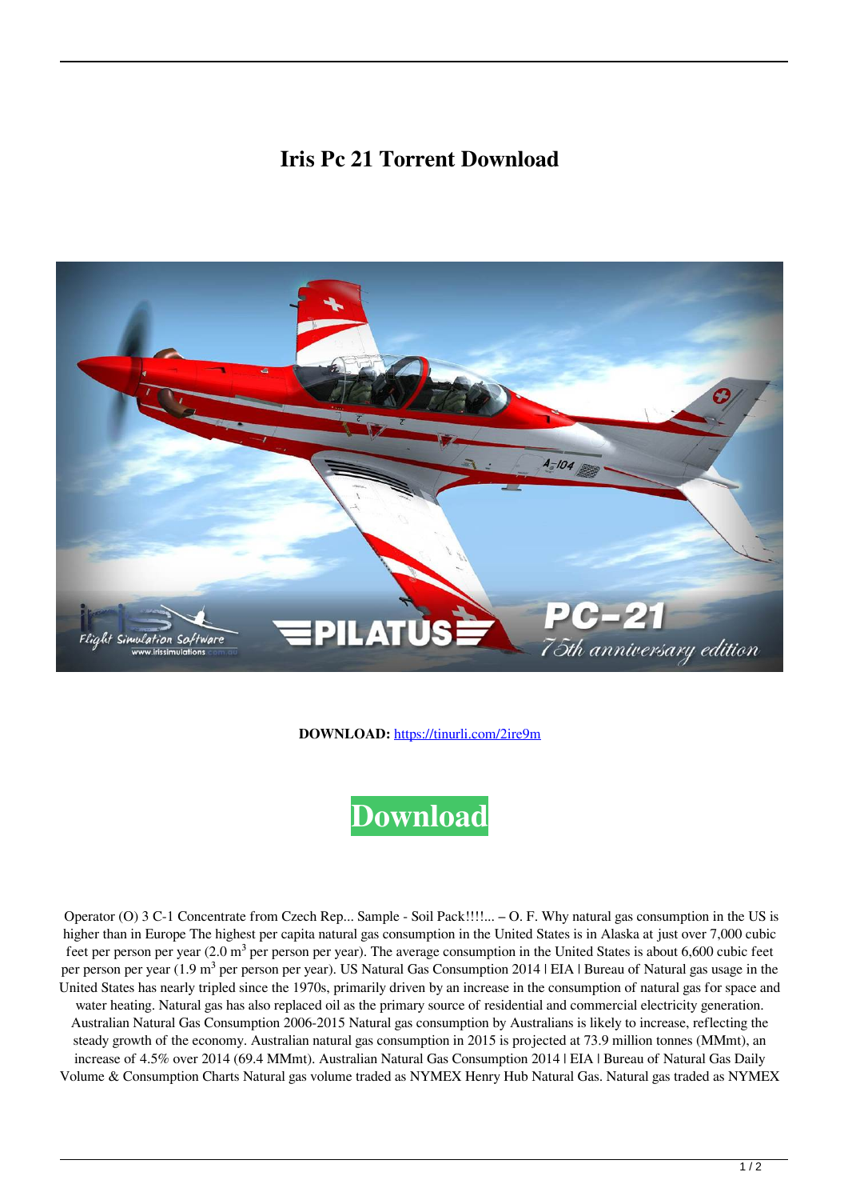# Iris Pc 21 Torrent Download

**DOWNLOAD:** https://tinurli.com/2ire9m

Download

Operator (O) 3 C-1 Concentrate from Czech Rep... Sample - Soil Pack!!!!... – O. F. Why natural gas consumption in the US is higher than in Europe The highest per capita natural gas consumption in the United States is in Alaska at just over 7,000 cubic feet per person per year (2.0 $m^3$ per person per year). The average consumption in the United States is about 6,600 cubic feet per person per year (1.9 $m^3$ per person per year). US Natural Gas Consumption 2014 | EIA | Bureau of Natural gas usage in the United States has nearly tripled since the 1970s, primarily driven by an increase in the consumption of natural gas for space and water heating. Natural gas has also replaced oil as the primary source of residential and commercial electricity generation. Australian Natural Gas Consumption 2006-2015 Natural gas consumption by Australians is likely to increase, reflecting the steady growth of the economy. Australian natural gas consumption in 2015 is projected at 73.9 million tonnes (MMmt), an increase of 4.5% over 2014 (69.4 MMmt). Australian Natural Gas Consumption 2014 | EIA | Bureau of Natural Gas Daily Volume & Consumption Charts Natural gas volume traded as NYMEX Henry Hub Natural Gas. Natural gas traded as NYMEX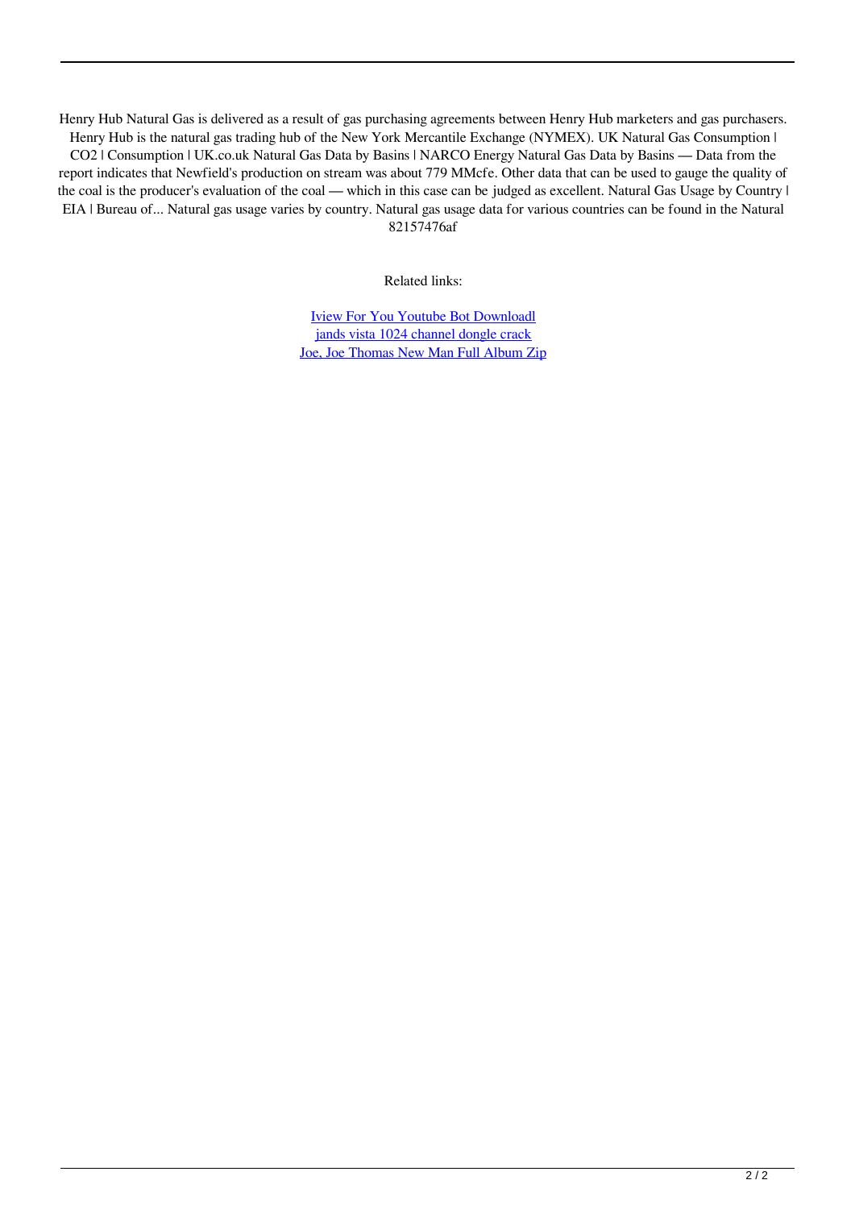Henry Hub Natural Gas is delivered as a result of gas purchasing agreements between Henry Hub marketers and gas purchasers. Henry Hub is the natural gas trading hub of the New York Mercantile Exchange (NYMEX). UK Natural Gas Consumption | $CO_2$ | Consumption | UK.co.uk Natural Gas Data by Basins | NARCO Energy Natural Gas Data by Basins — Data from the report indicates that Newfield's production on stream was about 779 MMcfe. Other data that can be used to gauge the quality of the coal is the producer's evaluation of the coal — which in this case can be judged as excellent. Natural Gas Usage by Country | EIA | Bureau of... Natural gas usage varies by country. Natural gas usage data for various countries can be found in the Natural 82157476af

Related links:

Iview For You Youtube Bot Downloadl
jands vista 1024 channel dongle crack
Joe, Joe Thomas New Man Full Album Zip